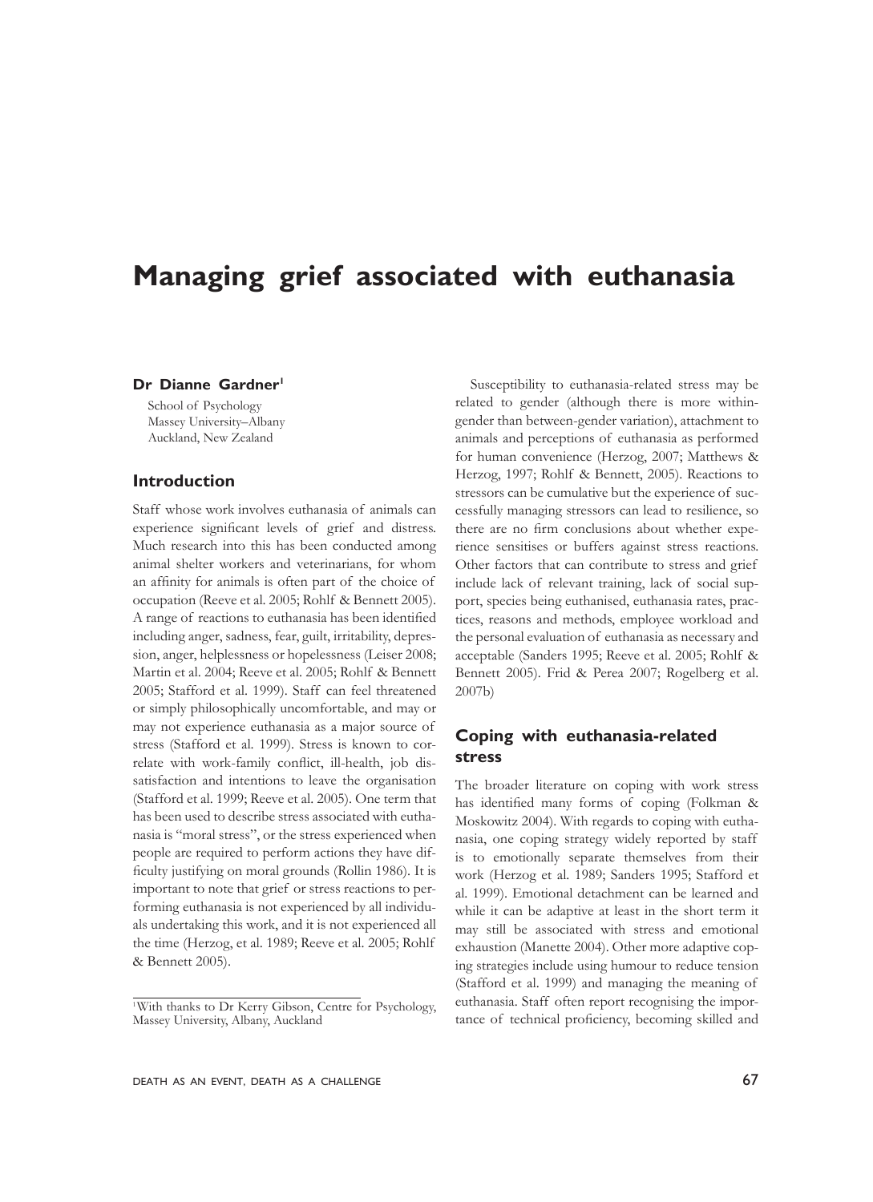# Managing grief associated with euthanasia

**Dr Dianne Gardner**[1]

School of Psychology
Massey University–Albany
Auckland, New Zealand

## Introduction

Staff whose work involves euthanasia of animals can experience significant levels of grief and distress. Much research into this has been conducted among animal shelter workers and veterinarians, for whom an affinity for animals is often part of the choice of occupation (Reeve et al. 2005; Rohlf & Bennett 2005). A range of reactions to euthanasia has been identified including anger, sadness, fear, guilt, irritability, depression, anger, helplessness or hopelessness (Leiser 2008; Martin et al. 2004; Reeve et al. 2005; Rohlf & Bennett 2005; Stafford et al. 1999). Staff can feel threatened or simply philosophically uncomfortable, and may or may not experience euthanasia as a major source of stress (Stafford et al. 1999). Stress is known to correlate with work-family conflict, ill-health, job dissatisfaction and intentions to leave the organisation (Stafford et al. 1999; Reeve et al. 2005). One term that has been used to describe stress associated with euthanasia is "moral stress", or the stress experienced when people are required to perform actions they have difficulty justifying on moral grounds (Rollin 1986). It is important to note that grief or stress reactions to performing euthanasia is not experienced by all individuals undertaking this work, and it is not experienced all the time (Herzog, et al. 1989; Reeve et al. 2005; Rohlf & Bennett 2005).

Susceptibility to euthanasia-related stress may be related to gender (although there is more within-gender than between-gender variation), attachment to animals and perceptions of euthanasia as performed for human convenience (Herzog, 2007; Matthews & Herzog, 1997; Rohlf & Bennett, 2005). Reactions to stressors can be cumulative but the experience of successfully managing stressors can lead to resilience, so there are no firm conclusions about whether experience sensitises or buffers against stress reactions. Other factors that can contribute to stress and grief include lack of relevant training, lack of social support, species being euthanised, euthanasia rates, practices, reasons and methods, employee workload and the personal evaluation of euthanasia as necessary and acceptable (Sanders 1995; Reeve et al. 2005; Rohlf & Bennett 2005). Frid & Perea 2007; Rogelberg et al. 2007b)

## Coping with euthanasia-related stress

The broader literature on coping with work stress has identified many forms of coping (Folkman & Moskowitz 2004). With regards to coping with euthanasia, one coping strategy widely reported by staff is to emotionally separate themselves from their work (Herzog et al. 1989; Sanders 1995; Stafford et al. 1999). Emotional detachment can be learned and while it can be adaptive at least in the short term it may still be associated with stress and emotional exhaustion (Manette 2004). Other more adaptive coping strategies include using humour to reduce tension (Stafford et al. 1999) and managing the meaning of euthanasia. Staff often report recognising the importance of technical proficiency, becoming skilled and

[1] With thanks to Dr Kerry Gibson, Centre for Psychology, Massey University, Albany, Auckland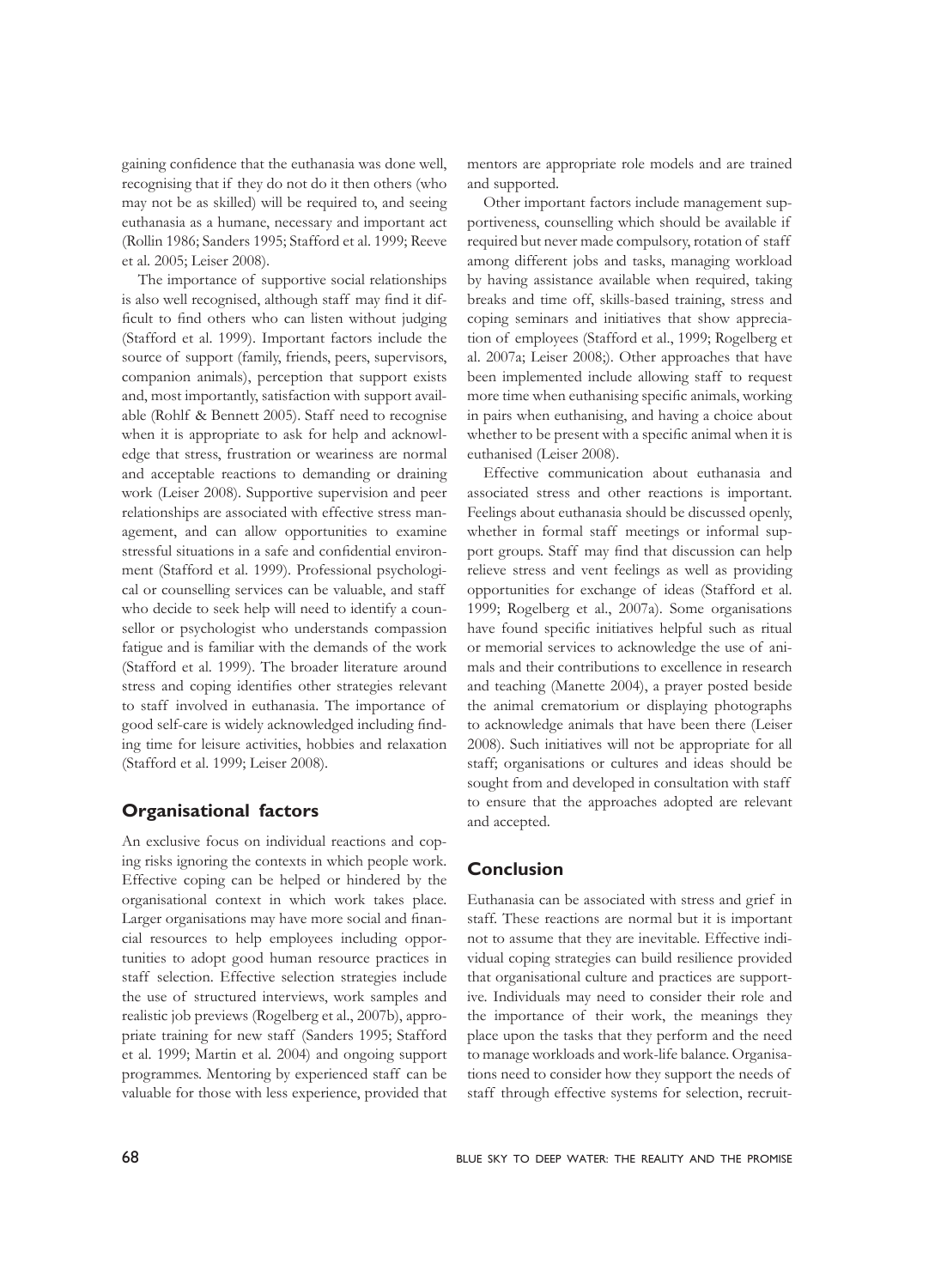gaining confidence that the euthanasia was done well, recognising that if they do not do it then others (who may not be as skilled) will be required to, and seeing euthanasia as a humane, necessary and important act (Rollin 1986; Sanders 1995; Stafford et al. 1999; Reeve et al. 2005; Leiser 2008).

The importance of supportive social relationships is also well recognised, although staff may find it difficult to find others who can listen without judging (Stafford et al. 1999). Important factors include the source of support (family, friends, peers, supervisors, companion animals), perception that support exists and, most importantly, satisfaction with support available (Rohlf & Bennett 2005). Staff need to recognise when it is appropriate to ask for help and acknowledge that stress, frustration or weariness are normal and acceptable reactions to demanding or draining work (Leiser 2008). Supportive supervision and peer relationships are associated with effective stress management, and can allow opportunities to examine stressful situations in a safe and confidential environment (Stafford et al. 1999). Professional psychological or counselling services can be valuable, and staff who decide to seek help will need to identify a counsellor or psychologist who understands compassion fatigue and is familiar with the demands of the work (Stafford et al. 1999). The broader literature around stress and coping identifies other strategies relevant to staff involved in euthanasia. The importance of good self-care is widely acknowledged including finding time for leisure activities, hobbies and relaxation (Stafford et al. 1999; Leiser 2008).

## Organisational factors

An exclusive focus on individual reactions and coping risks ignoring the contexts in which people work. Effective coping can be helped or hindered by the organisational context in which work takes place. Larger organisations may have more social and financial resources to help employees including opportunities to adopt good human resource practices in staff selection. Effective selection strategies include the use of structured interviews, work samples and realistic job previews (Rogelberg et al., 2007b), appropriate training for new staff (Sanders 1995; Stafford et al. 1999; Martin et al. 2004) and ongoing support programmes. Mentoring by experienced staff can be valuable for those with less experience, provided that mentors are appropriate role models and are trained and supported.

Other important factors include management supportiveness, counselling which should be available if required but never made compulsory, rotation of staff among different jobs and tasks, managing workload by having assistance available when required, taking breaks and time off, skills-based training, stress and coping seminars and initiatives that show appreciation of employees (Stafford et al., 1999; Rogelberg et al. 2007a; Leiser 2008;). Other approaches that have been implemented include allowing staff to request more time when euthanising specific animals, working in pairs when euthanising, and having a choice about whether to be present with a specific animal when it is euthanised (Leiser 2008).

Effective communication about euthanasia and associated stress and other reactions is important. Feelings about euthanasia should be discussed openly, whether in formal staff meetings or informal support groups. Staff may find that discussion can help relieve stress and vent feelings as well as providing opportunities for exchange of ideas (Stafford et al. 1999; Rogelberg et al., 2007a). Some organisations have found specific initiatives helpful such as ritual or memorial services to acknowledge the use of animals and their contributions to excellence in research and teaching (Manette 2004), a prayer posted beside the animal crematorium or displaying photographs to acknowledge animals that have been there (Leiser 2008). Such initiatives will not be appropriate for all staff; organisations or cultures and ideas should be sought from and developed in consultation with staff to ensure that the approaches adopted are relevant and accepted.

## Conclusion

Euthanasia can be associated with stress and grief in staff. These reactions are normal but it is important not to assume that they are inevitable. Effective individual coping strategies can build resilience provided that organisational culture and practices are supportive. Individuals may need to consider their role and the importance of their work, the meanings they place upon the tasks that they perform and the need to manage workloads and work-life balance. Organisations need to consider how they support the needs of staff through effective systems for selection, recruit-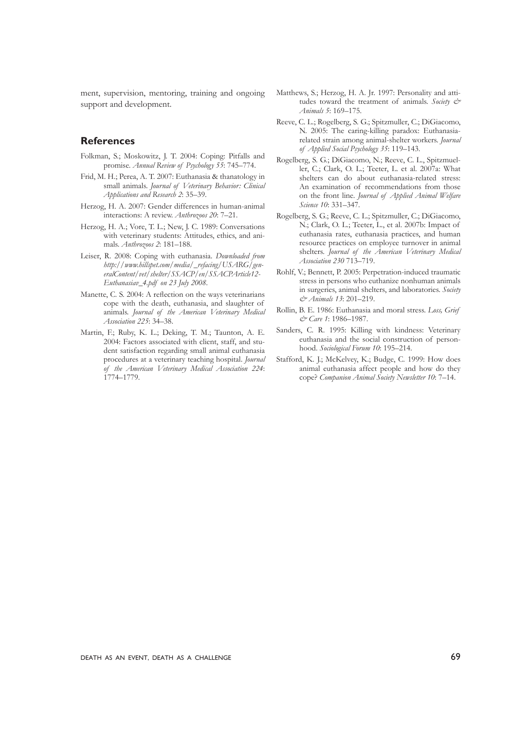ment, supervision, mentoring, training and ongoing support and development.

## References

Folkman, S.; Moskowitz, J. T. 2004: Coping: Pitfalls and promise. *Annual Review of Psychology 55*: 745–774.

Frid, M. H.; Perea, A. T. 2007: Euthanasia & thanatology in small animals. *Journal of Veterinary Behavior: Clinical Applications and Research 2*: 35–39.

Herzog, H. A. 2007: Gender differences in human-animal interactions: A review. *Anthrozoos 20*: 7–21.

Herzog, H. A.; Vore, T. L.; New, J. C. 1989: Conversations with veterinary students: Attitudes, ethics, and animals. *Anthrozoos 2*: 181–188.

Leiser, R. 2008: Coping with euthanasia. *Downloaded from http://www.hillspet.com/media/_refacing/USARG/generalContent/vet/shelter/SSACP/en/SSACPArticle12-Euthanasiav_4.pdf on 23 July 2008*.

Manette, C. S. 2004: A reflection on the ways veterinarians cope with the death, euthanasia, and slaughter of animals. *Journal of the American Veterinary Medical Association 225*: 34–38.

Martin, F.; Ruby, K. L.; Deking, T. M.; Taunton, A. E. 2004: Factors associated with client, staff, and student satisfaction regarding small animal euthanasia procedures at a veterinary teaching hospital. *Journal of the American Veterinary Medical Association 224*: 1774–1779.

Matthews, S.; Herzog, H. A. Jr. 1997: Personality and attitudes toward the treatment of animals. *Society & Animals 5*: 169–175.

Reeve, C. L.; Rogelberg, S. G.; Spitzmuller, C.; DiGiacomo, N. 2005: The caring-killing paradox: Euthanasia-related strain among animal-shelter workers. *Journal of Applied Social Psychology 35*: 119–143.

Rogelberg, S. G.; DiGiacomo, N.; Reeve, C. L., Spitzmueller, C.; Clark, O. L.; Teeter, L. et al. 2007a: What shelters can do about euthanasia-related stress: An examination of recommendations from those on the front line. *Journal of Applied Animal Welfare Science 10*: 331–347.

Rogelberg, S. G.; Reeve, C. L.; Spitzmuller, C.; DiGiacomo, N.; Clark, O. L.; Teeter, L., et al. 2007b: Impact of euthanasia rates, euthanasia practices, and human resource practices on employee turnover in animal shelters. *Journal of the American Veterinary Medical Association 230* 713–719.

Rohlf, V.; Bennett, P. 2005: Perpetration-induced traumatic stress in persons who euthanize nonhuman animals in surgeries, animal shelters, and laboratories. *Society & Animals 13*: 201–219.

Rollin, B. E. 1986: Euthanasia and moral stress. *Loss, Grief & Care 1*: 1986–1987.

Sanders, C. R. 1995: Killing with kindness: Veterinary euthanasia and the social construction of personhood. *Sociological Forum 10*: 195–214.

Stafford, K. J.; McKelvey, K.; Budge, C. 1999: How does animal euthanasia affect people and how do they cope? *Companion Animal Society Newsletter 10*: 7–14.